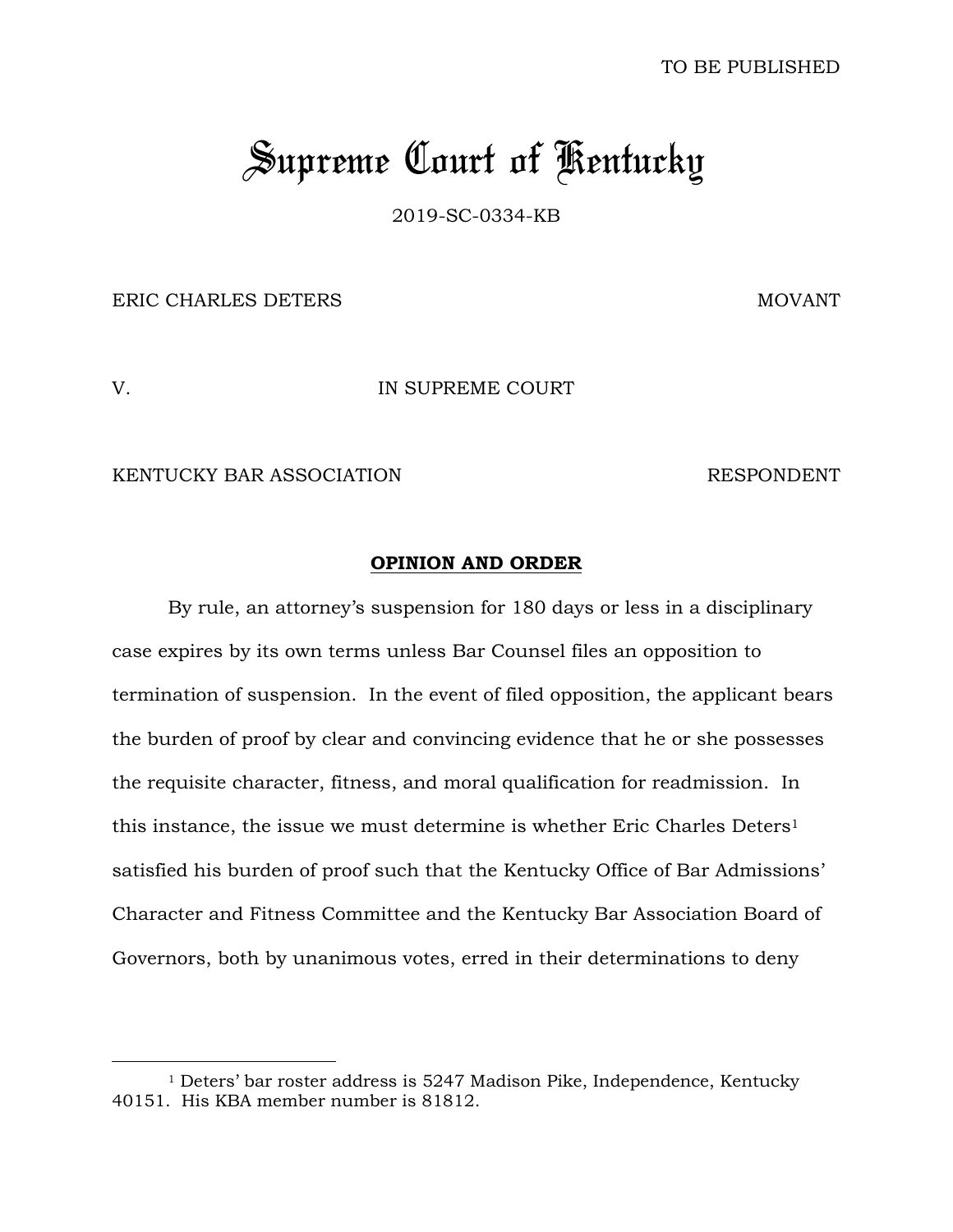TO BE PUBLISHED

# Supreme Court of Kentucky

2019-SC-0334-KB

ERIC CHARLES DETERS MOVANT

V. IN SUPREME COURT

KENTUCKY BAR ASSOCIATION RESPONDENT

## OPINION AND ORDER

By rule, an attorney's suspension for 180 days or less in a disciplinary case expires by its own terms unless Bar Counsel files an opposition to termination of suspension. In the event of filed opposition, the applicant bears the burden of proof by clear and convincing evidence that he or she possesses the requisite character, fitness, and moral qualification for readmission. In this instance, the issue we must determine is whether Eric Charles Deters[1] satisfied his burden of proof such that the Kentucky Office of Bar Admissions' Character and Fitness Committee and the Kentucky Bar Association Board of Governors, both by unanimous votes, erred in their determinations to deny

---

[1] Deters' bar roster address is 5247 Madison Pike, Independence, Kentucky 40151. His KBA member number is 81812.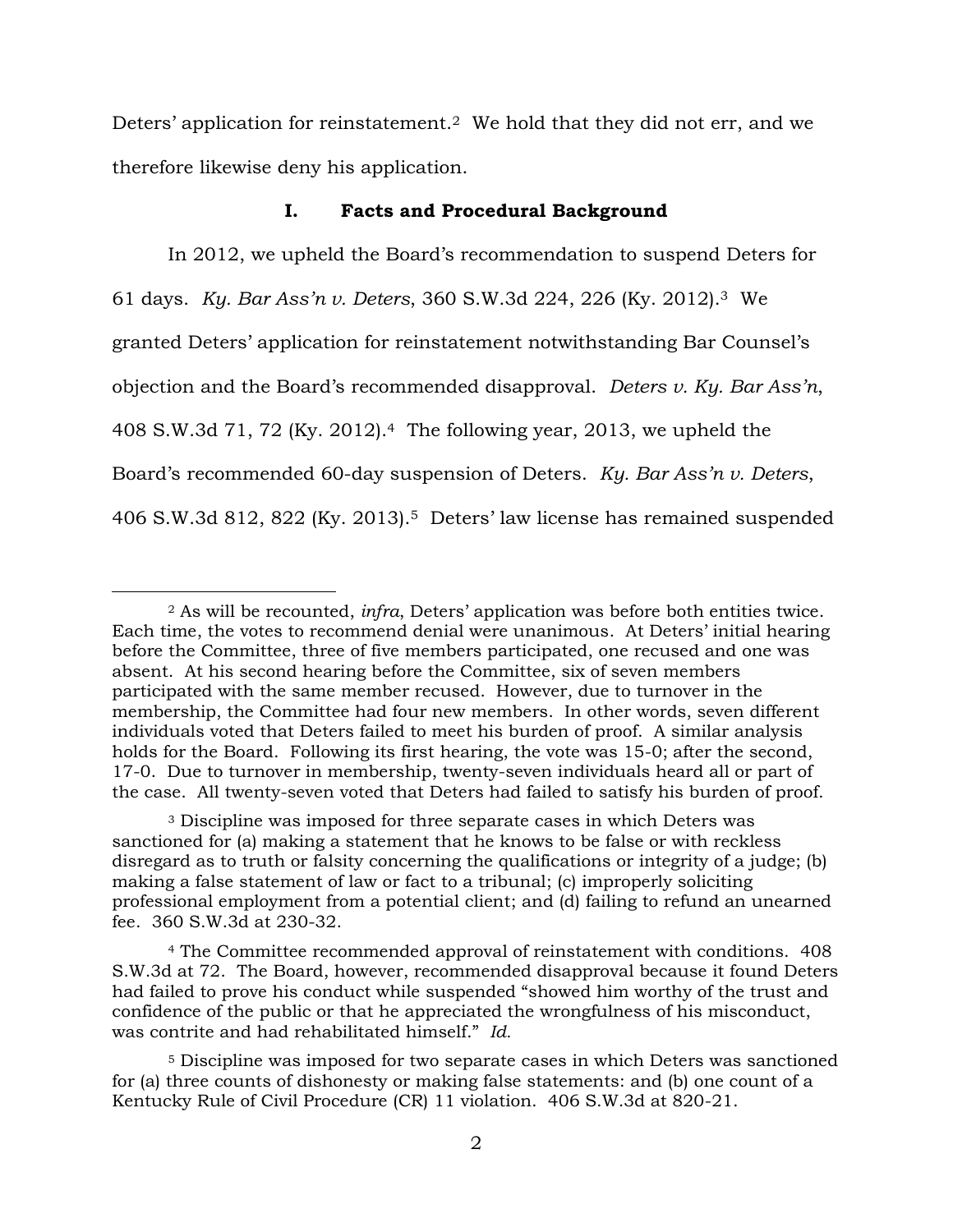Deters' application for reinstatement.[2] We hold that they did not err, and we therefore likewise deny his application.

## I. Facts and Procedural Background

In 2012, we upheld the Board's recommendation to suspend Deters for 61 days. *Ky. Bar Ass'n v. Deters*, 360 S.W.3d 224, 226 (Ky. 2012).[3] We granted Deters' application for reinstatement notwithstanding Bar Counsel's objection and the Board's recommended disapproval. *Deters v. Ky. Bar Ass'n*, 408 S.W.3d 71, 72 (Ky. 2012).[4] The following year, 2013, we upheld the Board's recommended 60-day suspension of Deters. *Ky. Bar Ass'n v. Deters*, 406 S.W.3d 812, 822 (Ky. 2013).[5] Deters' law license has remained suspended

---

[2] As will be recounted, *infra*, Deters' application was before both entities twice. Each time, the votes to recommend denial were unanimous. At Deters' initial hearing before the Committee, three of five members participated, one recused and one was absent. At his second hearing before the Committee, six of seven members participated with the same member recused. However, due to turnover in the membership, the Committee had four new members. In other words, seven different individuals voted that Deters failed to meet his burden of proof. A similar analysis holds for the Board. Following its first hearing, the vote was 15-0; after the second, 17-0. Due to turnover in membership, twenty-seven individuals heard all or part of the case. All twenty-seven voted that Deters had failed to satisfy his burden of proof.

[3] Discipline was imposed for three separate cases in which Deters was sanctioned for (a) making a statement that he knows to be false or with reckless disregard as to truth or falsity concerning the qualifications or integrity of a judge; (b) making a false statement of law or fact to a tribunal; (c) improperly soliciting professional employment from a potential client; and (d) failing to refund an unearned fee. 360 S.W.3d at 230-32.

[4] The Committee recommended approval of reinstatement with conditions. 408 S.W.3d at 72. The Board, however, recommended disapproval because it found Deters had failed to prove his conduct while suspended "showed him worthy of the trust and confidence of the public or that he appreciated the wrongfulness of his misconduct, was contrite and had rehabilitated himself." *Id.*

[5] Discipline was imposed for two separate cases in which Deters was sanctioned for (a) three counts of dishonesty or making false statements: and (b) one count of a Kentucky Rule of Civil Procedure (CR) 11 violation. 406 S.W.3d at 820-21.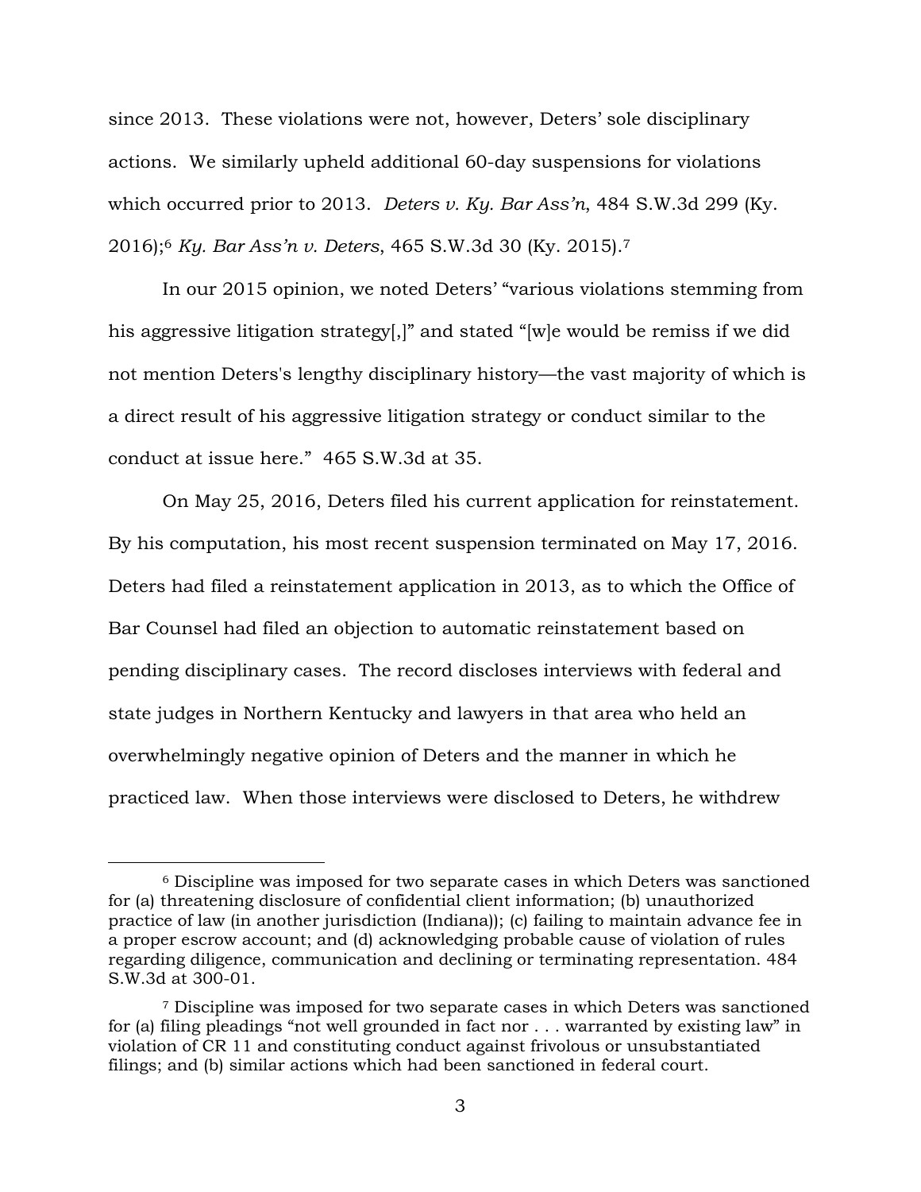since 2013. These violations were not, however, Deters' sole disciplinary actions. We similarly upheld additional 60-day suspensions for violations which occurred prior to 2013. *Deters v. Ky. Bar Ass'n*, 484 S.W.3d 299 (Ky. 2016);[6] *Ky. Bar Ass'n v. Deters*, 465 S.W.3d 30 (Ky. 2015).[7]

In our 2015 opinion, we noted Deters' "various violations stemming from his aggressive litigation strategy[,]" and stated "[w]e would be remiss if we did not mention Deters's lengthy disciplinary history—the vast majority of which is a direct result of his aggressive litigation strategy or conduct similar to the conduct at issue here." 465 S.W.3d at 35.

On May 25, 2016, Deters filed his current application for reinstatement. By his computation, his most recent suspension terminated on May 17, 2016. Deters had filed a reinstatement application in 2013, as to which the Office of Bar Counsel had filed an objection to automatic reinstatement based on pending disciplinary cases. The record discloses interviews with federal and state judges in Northern Kentucky and lawyers in that area who held an overwhelmingly negative opinion of Deters and the manner in which he practiced law. When those interviews were disclosed to Deters, he withdrew

---

[6] Discipline was imposed for two separate cases in which Deters was sanctioned for (a) threatening disclosure of confidential client information; (b) unauthorized practice of law (in another jurisdiction (Indiana)); (c) failing to maintain advance fee in a proper escrow account; and (d) acknowledging probable cause of violation of rules regarding diligence, communication and declining or terminating representation. 484 S.W.3d at 300-01.

[7] Discipline was imposed for two separate cases in which Deters was sanctioned for (a) filing pleadings "not well grounded in fact nor . . . warranted by existing law" in violation of CR 11 and constituting conduct against frivolous or unsubstantiated filings; and (b) similar actions which had been sanctioned in federal court.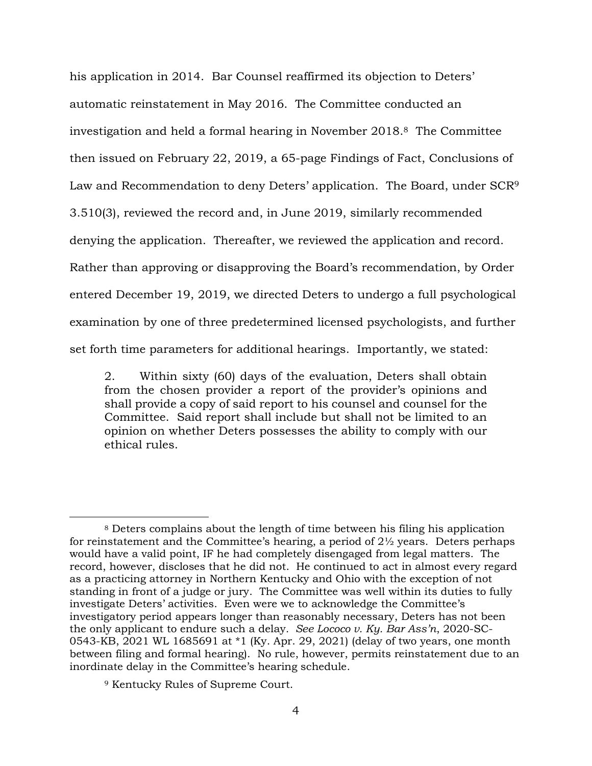his application in 2014. Bar Counsel reaffirmed its objection to Deters' automatic reinstatement in May 2016. The Committee conducted an investigation and held a formal hearing in November 2018.[8] The Committee then issued on February 22, 2019, a 65-page Findings of Fact, Conclusions of Law and Recommendation to deny Deters' application. The Board, under SCR[9] 3.510(3), reviewed the record and, in June 2019, similarly recommended denying the application. Thereafter, we reviewed the application and record. Rather than approving or disapproving the Board's recommendation, by Order entered December 19, 2019, we directed Deters to undergo a full psychological examination by one of three predetermined licensed psychologists, and further set forth time parameters for additional hearings. Importantly, we stated:

> 2. Within sixty (60) days of the evaluation, Deters shall obtain from the chosen provider a report of the provider's opinions and shall provide a copy of said report to his counsel and counsel for the Committee. Said report shall include but shall not be limited to an opinion on whether Deters possesses the ability to comply with our ethical rules.

---

[8] Deters complains about the length of time between his filing his application for reinstatement and the Committee's hearing, a period of 2½ years. Deters perhaps would have a valid point, IF he had completely disengaged from legal matters. The record, however, discloses that he did not. He continued to act in almost every regard as a practicing attorney in Northern Kentucky and Ohio with the exception of not standing in front of a judge or jury. The Committee was well within its duties to fully investigate Deters' activities. Even were we to acknowledge the Committee's investigatory period appears longer than reasonably necessary, Deters has not been the only applicant to endure such a delay. *See Lococo v. Ky. Bar Ass'n*, 2020-SC-0543-KB, 2021 WL 1685691 at *1 (Ky. Apr. 29, 2021) (delay of two years, one month between filing and formal hearing). No rule, however, permits reinstatement due to an inordinate delay in the Committee's hearing schedule.

[9] Kentucky Rules of Supreme Court.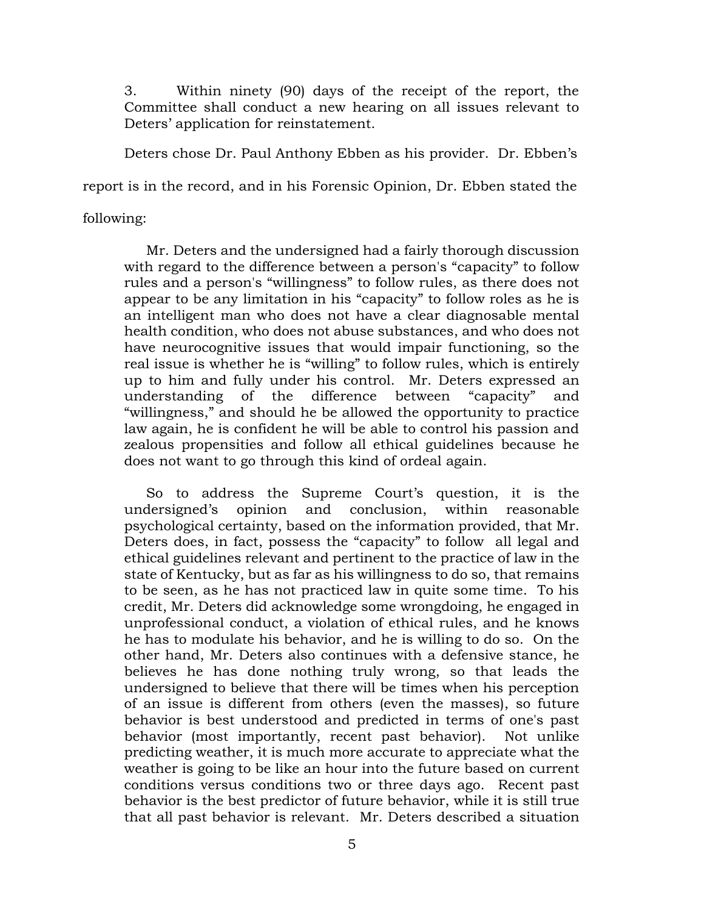3. Within ninety (90) days of the receipt of the report, the Committee shall conduct a new hearing on all issues relevant to Deters' application for reinstatement.

Deters chose Dr. Paul Anthony Ebben as his provider. Dr. Ebben's report is in the record, and in his Forensic Opinion, Dr. Ebben stated the following:

> Mr. Deters and the undersigned had a fairly thorough discussion with regard to the difference between a person's "capacity" to follow rules and a person's "willingness" to follow rules, as there does not appear to be any limitation in his "capacity" to follow roles as he is an intelligent man who does not have a clear diagnosable mental health condition, who does not abuse substances, and who does not have neurocognitive issues that would impair functioning, so the real issue is whether he is "willing" to follow rules, which is entirely up to him and fully under his control. Mr. Deters expressed an understanding of the difference between "capacity" and "willingness," and should he be allowed the opportunity to practice law again, he is confident he will be able to control his passion and zealous propensities and follow all ethical guidelines because he does not want to go through this kind of ordeal again.
>
> So to address the Supreme Court's question, it is the undersigned's opinion and conclusion, within reasonable psychological certainty, based on the information provided, that Mr. Deters does, in fact, possess the "capacity" to follow all legal and ethical guidelines relevant and pertinent to the practice of law in the state of Kentucky, but as far as his willingness to do so, that remains to be seen, as he has not practiced law in quite some time. To his credit, Mr. Deters did acknowledge some wrongdoing, he engaged in unprofessional conduct, a violation of ethical rules, and he knows he has to modulate his behavior, and he is willing to do so. On the other hand, Mr. Deters also continues with a defensive stance, he believes he has done nothing truly wrong, so that leads the undersigned to believe that there will be times when his perception of an issue is different from others (even the masses), so future behavior is best understood and predicted in terms of one's past behavior (most importantly, recent past behavior). Not unlike predicting weather, it is much more accurate to appreciate what the weather is going to be like an hour into the future based on current conditions versus conditions two or three days ago. Recent past behavior is the best predictor of future behavior, while it is still true that all past behavior is relevant. Mr. Deters described a situation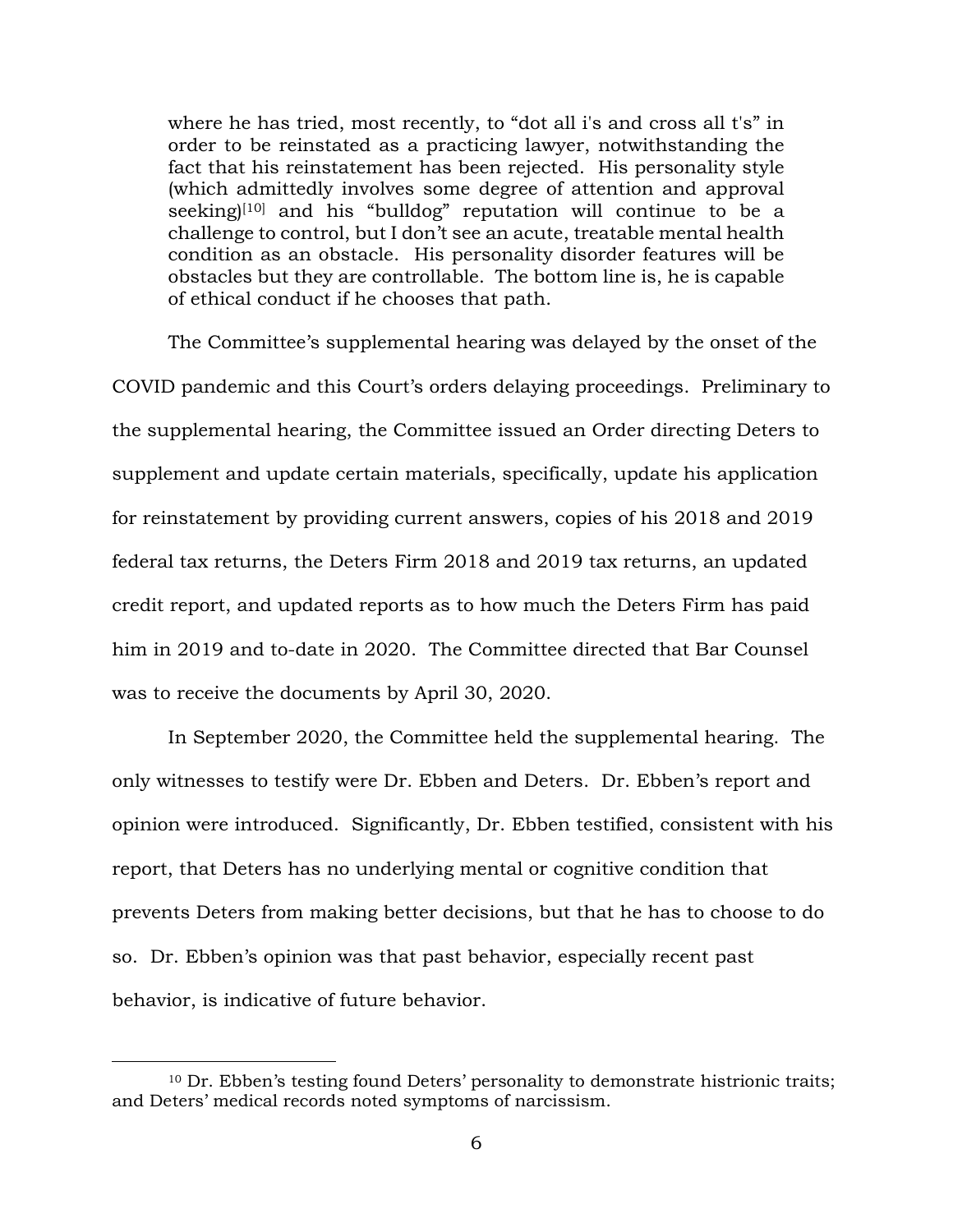> where he has tried, most recently, to "dot all i's and cross all t's" in order to be reinstated as a practicing lawyer, notwithstanding the fact that his reinstatement has been rejected. His personality style (which admittedly involves some degree of attention and approval seeking)[10] and his "bulldog" reputation will continue to be a challenge to control, but I don't see an acute, treatable mental health condition as an obstacle. His personality disorder features will be obstacles but they are controllable. The bottom line is, he is capable of ethical conduct if he chooses that path.

The Committee's supplemental hearing was delayed by the onset of the COVID pandemic and this Court's orders delaying proceedings. Preliminary to the supplemental hearing, the Committee issued an Order directing Deters to supplement and update certain materials, specifically, update his application for reinstatement by providing current answers, copies of his 2018 and 2019 federal tax returns, the Deters Firm 2018 and 2019 tax returns, an updated credit report, and updated reports as to how much the Deters Firm has paid him in 2019 and to-date in 2020. The Committee directed that Bar Counsel was to receive the documents by April 30, 2020.

In September 2020, the Committee held the supplemental hearing. The only witnesses to testify were Dr. Ebben and Deters. Dr. Ebben's report and opinion were introduced. Significantly, Dr. Ebben testified, consistent with his report, that Deters has no underlying mental or cognitive condition that prevents Deters from making better decisions, but that he has to choose to do so. Dr. Ebben's opinion was that past behavior, especially recent past behavior, is indicative of future behavior.

---

[10] Dr. Ebben's testing found Deters' personality to demonstrate histrionic traits; and Deters' medical records noted symptoms of narcissism.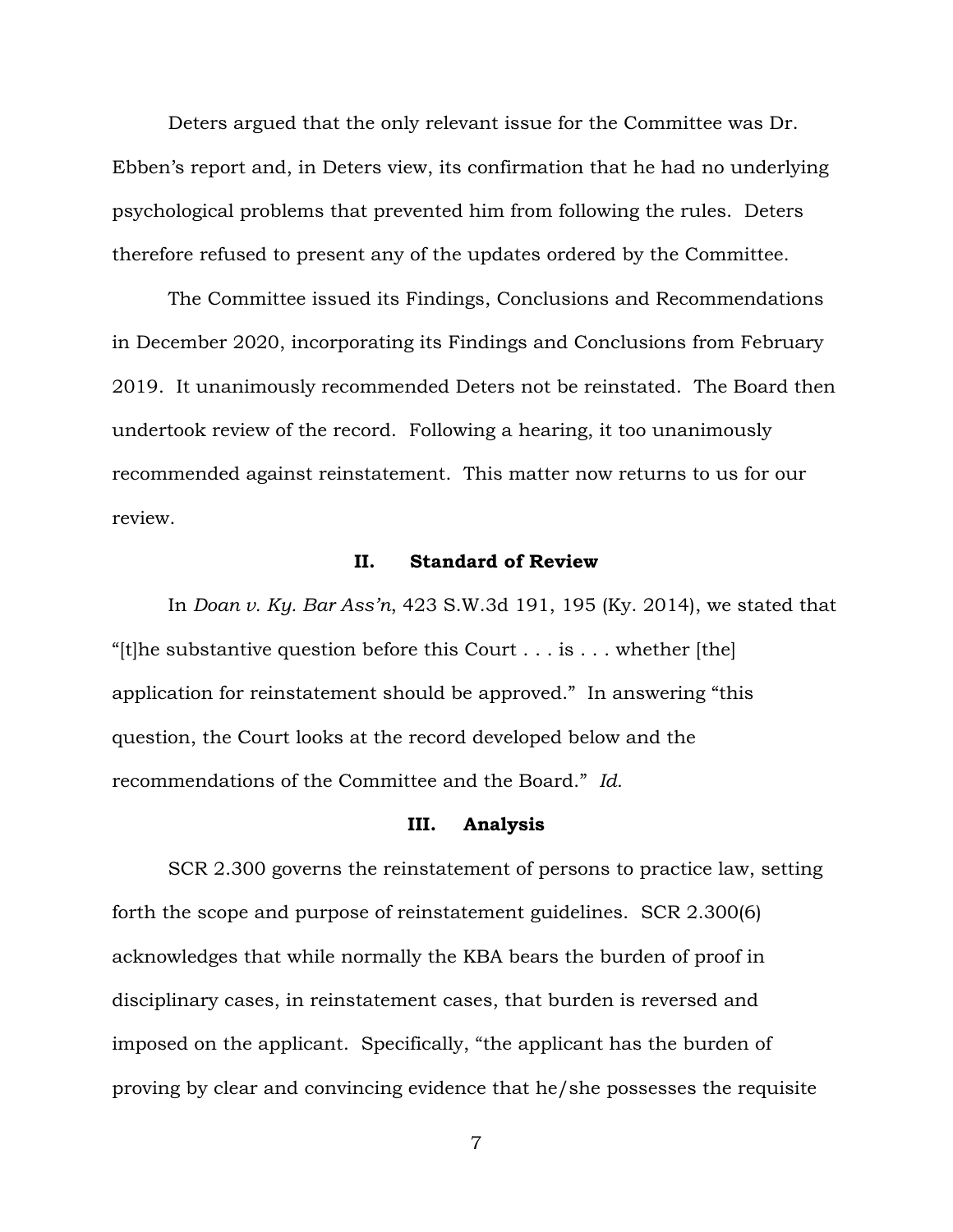Deters argued that the only relevant issue for the Committee was Dr. Ebben's report and, in Deters view, its confirmation that he had no underlying psychological problems that prevented him from following the rules. Deters therefore refused to present any of the updates ordered by the Committee.

The Committee issued its Findings, Conclusions and Recommendations in December 2020, incorporating its Findings and Conclusions from February 2019. It unanimously recommended Deters not be reinstated. The Board then undertook review of the record. Following a hearing, it too unanimously recommended against reinstatement. This matter now returns to us for our review.

## II. Standard of Review

In *Doan v. Ky. Bar Ass'n*, 423 S.W.3d 191, 195 (Ky. 2014), we stated that "[t]he substantive question before this Court . . . is . . . whether [the] application for reinstatement should be approved." In answering "this question, the Court looks at the record developed below and the recommendations of the Committee and the Board." *Id.*

## III. Analysis

SCR 2.300 governs the reinstatement of persons to practice law, setting forth the scope and purpose of reinstatement guidelines. SCR 2.300(6) acknowledges that while normally the KBA bears the burden of proof in disciplinary cases, in reinstatement cases, that burden is reversed and imposed on the applicant. Specifically, "the applicant has the burden of proving by clear and convincing evidence that he/she possesses the requisite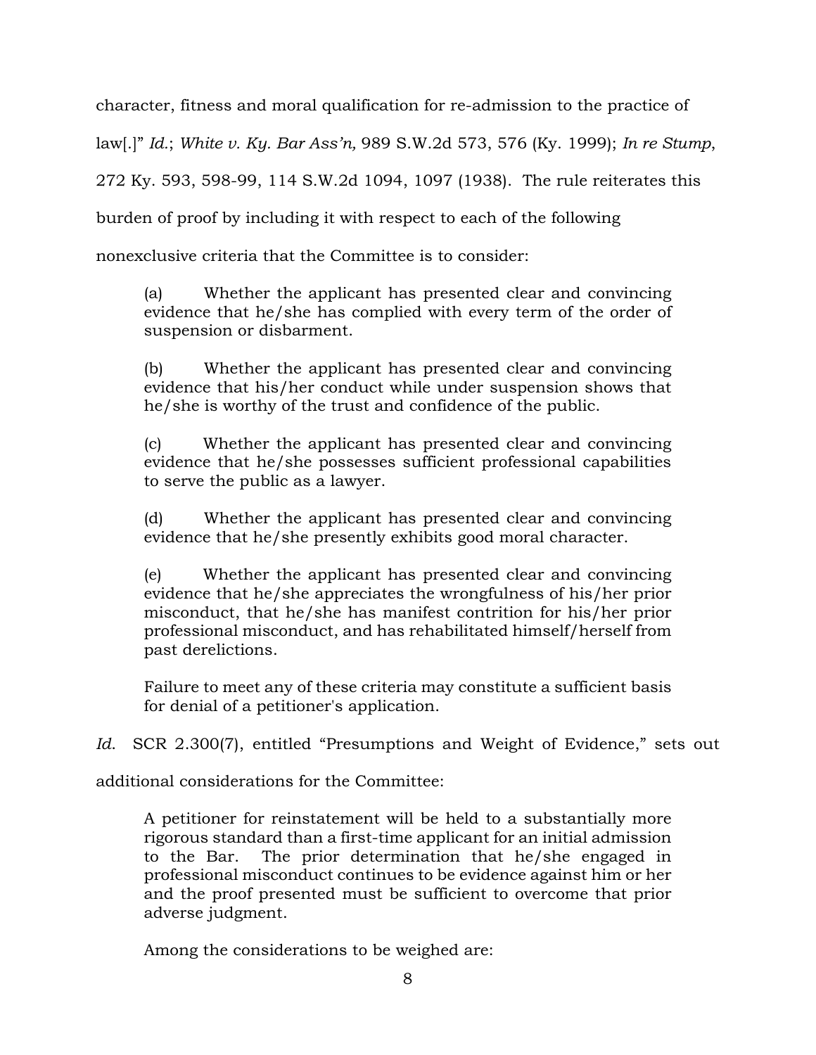character, fitness and moral qualification for re-admission to the practice of law[.]" *Id.*; *White v. Ky. Bar Ass'n,* 989 S.W.2d 573, 576 (Ky. 1999); *In re Stump*, 272 Ky. 593, 598-99, 114 S.W.2d 1094, 1097 (1938). The rule reiterates this burden of proof by including it with respect to each of the following nonexclusive criteria that the Committee is to consider:

> (a) Whether the applicant has presented clear and convincing evidence that he/she has complied with every term of the order of suspension or disbarment.
>
> (b) Whether the applicant has presented clear and convincing evidence that his/her conduct while under suspension shows that he/she is worthy of the trust and confidence of the public.
>
> (c) Whether the applicant has presented clear and convincing evidence that he/she possesses sufficient professional capabilities to serve the public as a lawyer.
>
> (d) Whether the applicant has presented clear and convincing evidence that he/she presently exhibits good moral character.
>
> (e) Whether the applicant has presented clear and convincing evidence that he/she appreciates the wrongfulness of his/her prior misconduct, that he/she has manifest contrition for his/her prior professional misconduct, and has rehabilitated himself/herself from past derelictions.
>
> Failure to meet any of these criteria may constitute a sufficient basis for denial of a petitioner's application.

*Id.* SCR 2.300(7), entitled "Presumptions and Weight of Evidence," sets out additional considerations for the Committee:

> A petitioner for reinstatement will be held to a substantially more rigorous standard than a first-time applicant for an initial admission to the Bar. The prior determination that he/she engaged in professional misconduct continues to be evidence against him or her and the proof presented must be sufficient to overcome that prior adverse judgment.
>
> Among the considerations to be weighed are: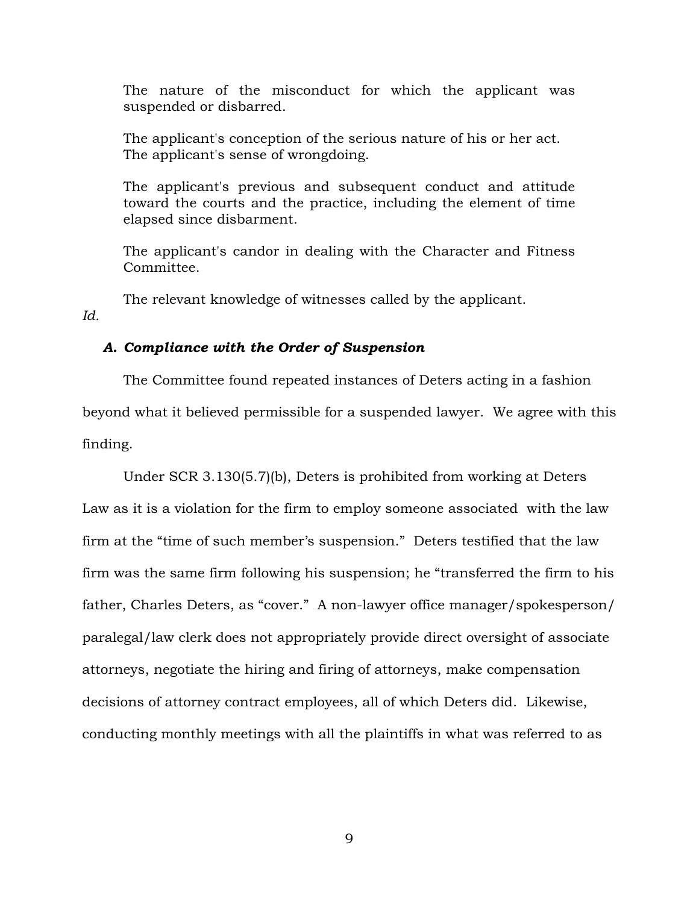The nature of the misconduct for which the applicant was suspended or disbarred.

The applicant's conception of the serious nature of his or her act. The applicant's sense of wrongdoing.

The applicant's previous and subsequent conduct and attitude toward the courts and the practice, including the element of time elapsed since disbarment.

The applicant's candor in dealing with the Character and Fitness Committee.

The relevant knowledge of witnesses called by the applicant.

*Id.*

### *A. Compliance with the Order of Suspension*

The Committee found repeated instances of Deters acting in a fashion beyond what it believed permissible for a suspended lawyer. We agree with this finding.

Under SCR 3.130(5.7)(b), Deters is prohibited from working at Deters Law as it is a violation for the firm to employ someone associated with the law firm at the "time of such member's suspension." Deters testified that the law firm was the same firm following his suspension; he "transferred the firm to his father, Charles Deters, as "cover." A non-lawyer office manager/spokesperson/ paralegal/law clerk does not appropriately provide direct oversight of associate attorneys, negotiate the hiring and firing of attorneys, make compensation decisions of attorney contract employees, all of which Deters did. Likewise, conducting monthly meetings with all the plaintiffs in what was referred to as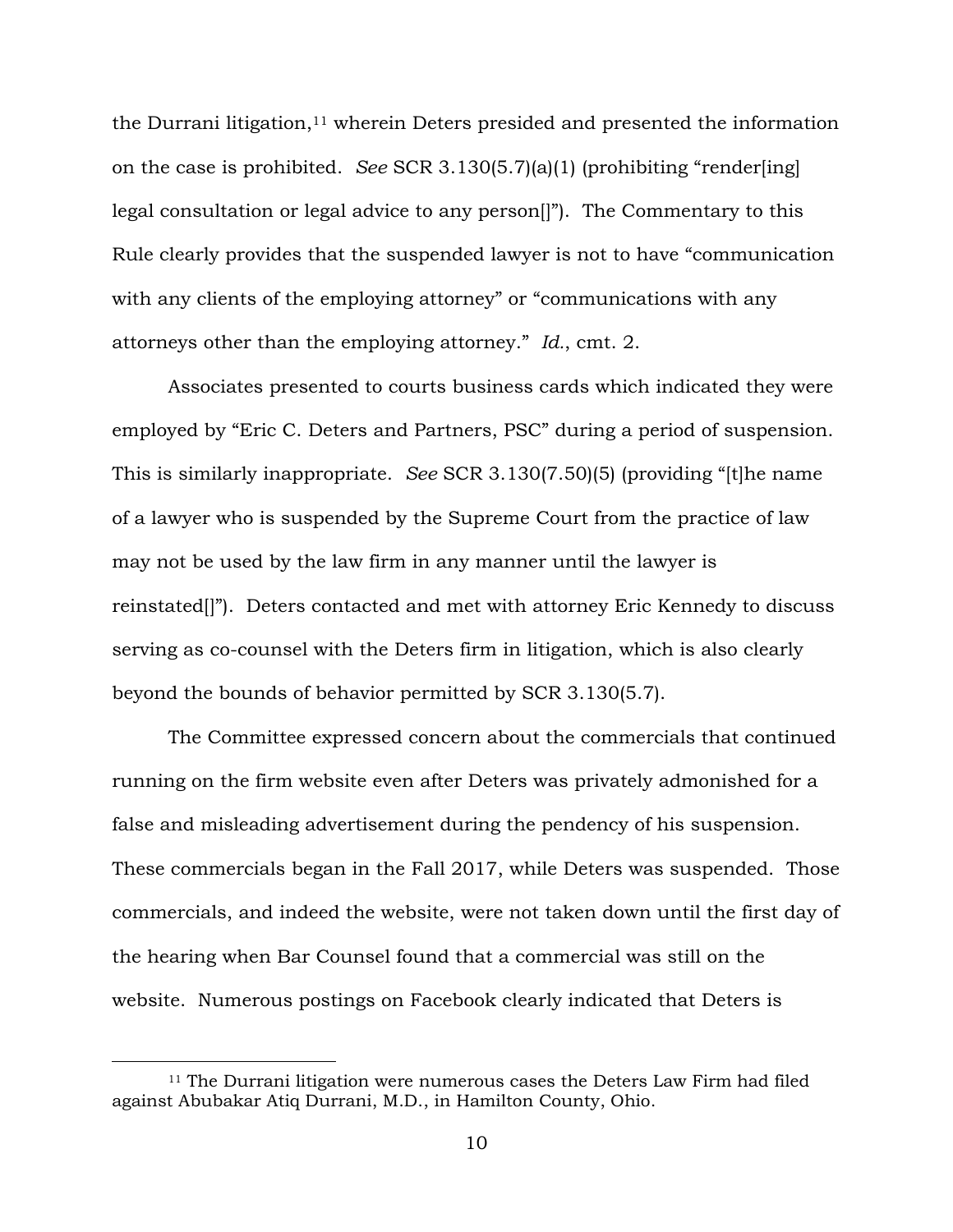the Durrani litigation,[11] wherein Deters presided and presented the information on the case is prohibited. *See* SCR 3.130(5.7)(a)(1) (prohibiting "render[ing] legal consultation or legal advice to any person[]"). The Commentary to this Rule clearly provides that the suspended lawyer is not to have "communication with any clients of the employing attorney" or "communications with any attorneys other than the employing attorney." *Id.*, cmt. 2.

Associates presented to courts business cards which indicated they were employed by "Eric C. Deters and Partners, PSC" during a period of suspension. This is similarly inappropriate. *See* SCR 3.130(7.50)(5) (providing "[t]he name of a lawyer who is suspended by the Supreme Court from the practice of law may not be used by the law firm in any manner until the lawyer is reinstated[]"). Deters contacted and met with attorney Eric Kennedy to discuss serving as co-counsel with the Deters firm in litigation, which is also clearly beyond the bounds of behavior permitted by SCR 3.130(5.7).

The Committee expressed concern about the commercials that continued running on the firm website even after Deters was privately admonished for a false and misleading advertisement during the pendency of his suspension. These commercials began in the Fall 2017, while Deters was suspended. Those commercials, and indeed the website, were not taken down until the first day of the hearing when Bar Counsel found that a commercial was still on the website. Numerous postings on Facebook clearly indicated that Deters is

[11] The Durrani litigation were numerous cases the Deters Law Firm had filed against Abubakar Atiq Durrani, M.D., in Hamilton County, Ohio.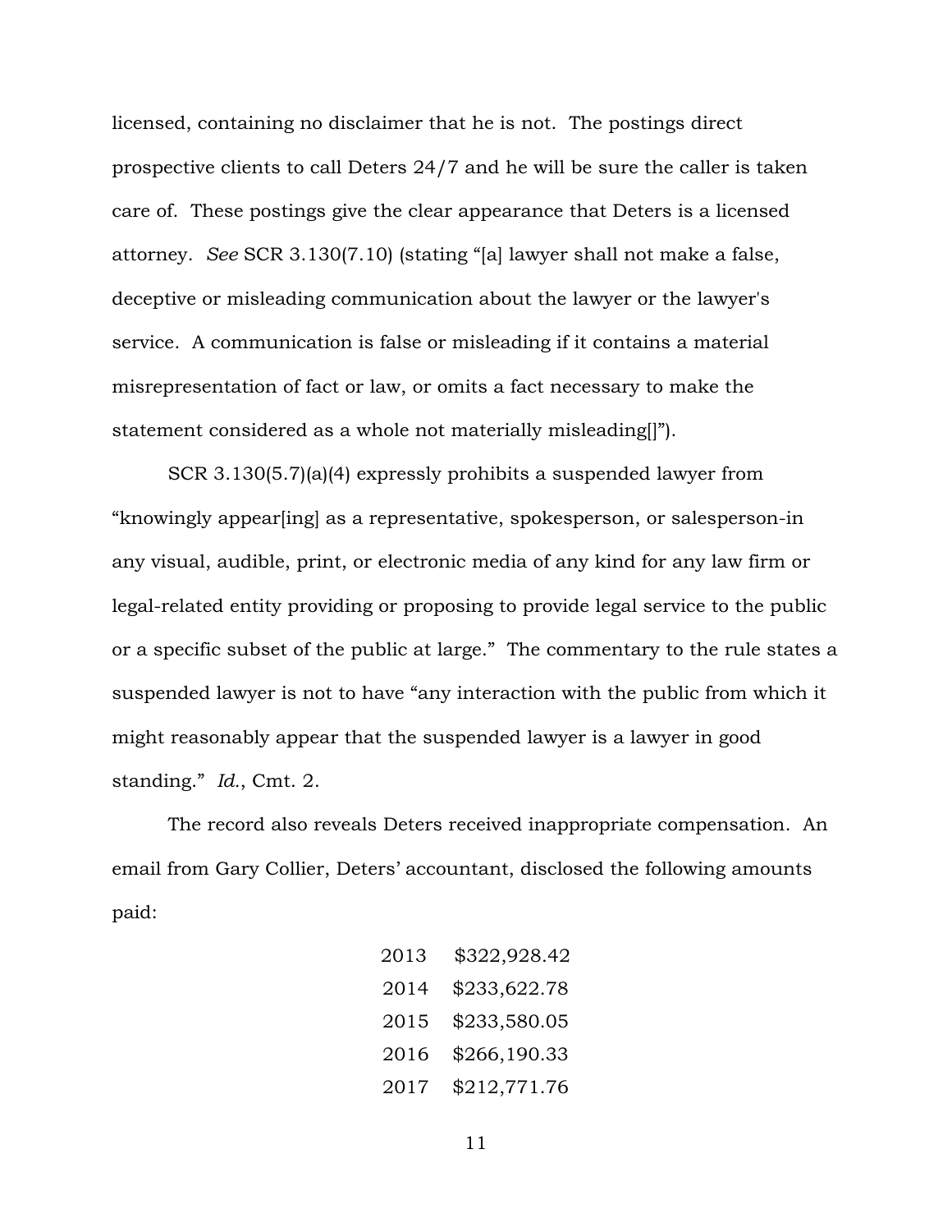licensed, containing no disclaimer that he is not. The postings direct prospective clients to call Deters 24/7 and he will be sure the caller is taken care of. These postings give the clear appearance that Deters is a licensed attorney. *See* SCR 3.130(7.10) (stating "[a] lawyer shall not make a false, deceptive or misleading communication about the lawyer or the lawyer's service. A communication is false or misleading if it contains a material misrepresentation of fact or law, or omits a fact necessary to make the statement considered as a whole not materially misleading[]").

SCR 3.130(5.7)(a)(4) expressly prohibits a suspended lawyer from "knowingly appear[ing] as a representative, spokesperson, or salesperson-in any visual, audible, print, or electronic media of any kind for any law firm or legal-related entity providing or proposing to provide legal service to the public or a specific subset of the public at large." The commentary to the rule states a suspended lawyer is not to have "any interaction with the public from which it might reasonably appear that the suspended lawyer is a lawyer in good standing." *Id.*, Cmt. 2.

The record also reveals Deters received inappropriate compensation. An email from Gary Collier, Deters' accountant, disclosed the following amounts paid:

| | |
|---|---|
| 2013 | $322,928.42 |
| 2014 | $233,622.78 |
| 2015 | $233,580.05 |
| 2016 | $266,190.33 |
| 2017 | $212,771.76 |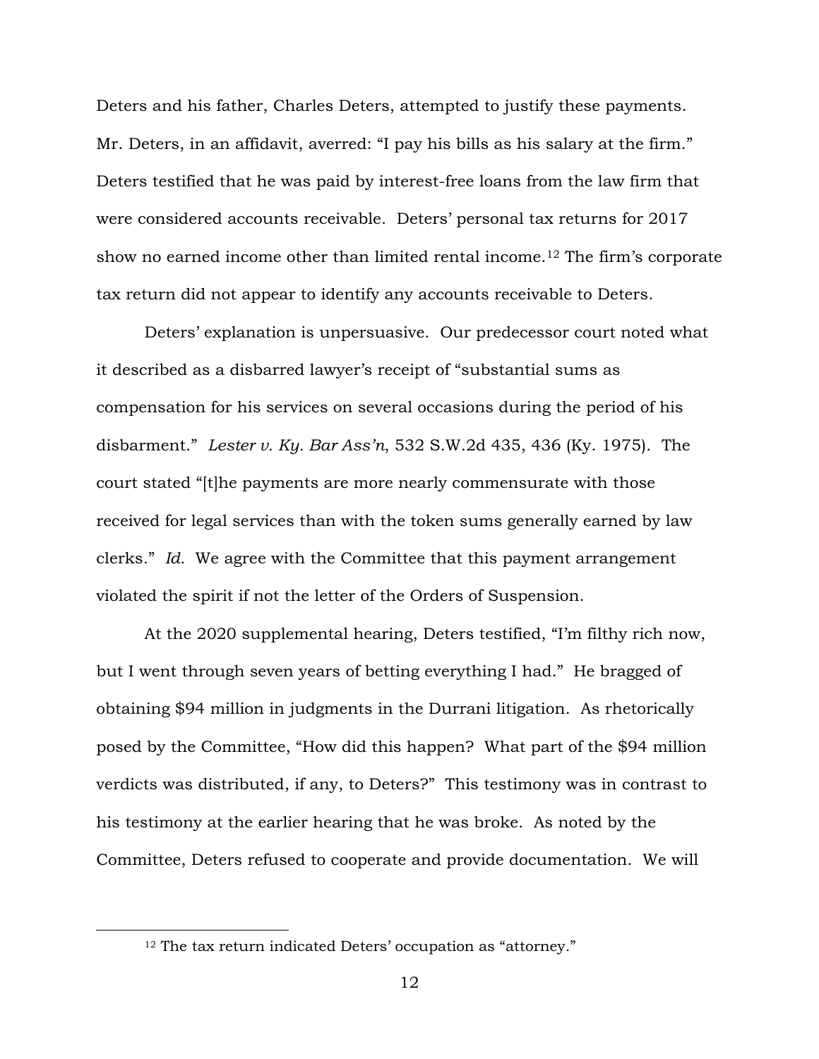Deters and his father, Charles Deters, attempted to justify these payments. Mr. Deters, in an affidavit, averred: "I pay his bills as his salary at the firm." Deters testified that he was paid by interest-free loans from the law firm that were considered accounts receivable. Deters' personal tax returns for 2017 show no earned income other than limited rental income.[12] The firm's corporate tax return did not appear to identify any accounts receivable to Deters.

Deters' explanation is unpersuasive. Our predecessor court noted what it described as a disbarred lawyer's receipt of "substantial sums as compensation for his services on several occasions during the period of his disbarment." *Lester v. Ky. Bar Ass'n*, 532 S.W.2d 435, 436 (Ky. 1975). The court stated "[t]he payments are more nearly commensurate with those received for legal services than with the token sums generally earned by law clerks." *Id.* We agree with the Committee that this payment arrangement violated the spirit if not the letter of the Orders of Suspension.

At the 2020 supplemental hearing, Deters testified, "I'm filthy rich now, but I went through seven years of betting everything I had." He bragged of obtaining $94 million in judgments in the Durrani litigation. As rhetorically posed by the Committee, "How did this happen? What part of the $94 million verdicts was distributed, if any, to Deters?" This testimony was in contrast to his testimony at the earlier hearing that he was broke. As noted by the Committee, Deters refused to cooperate and provide documentation. We will

[12] The tax return indicated Deters' occupation as "attorney."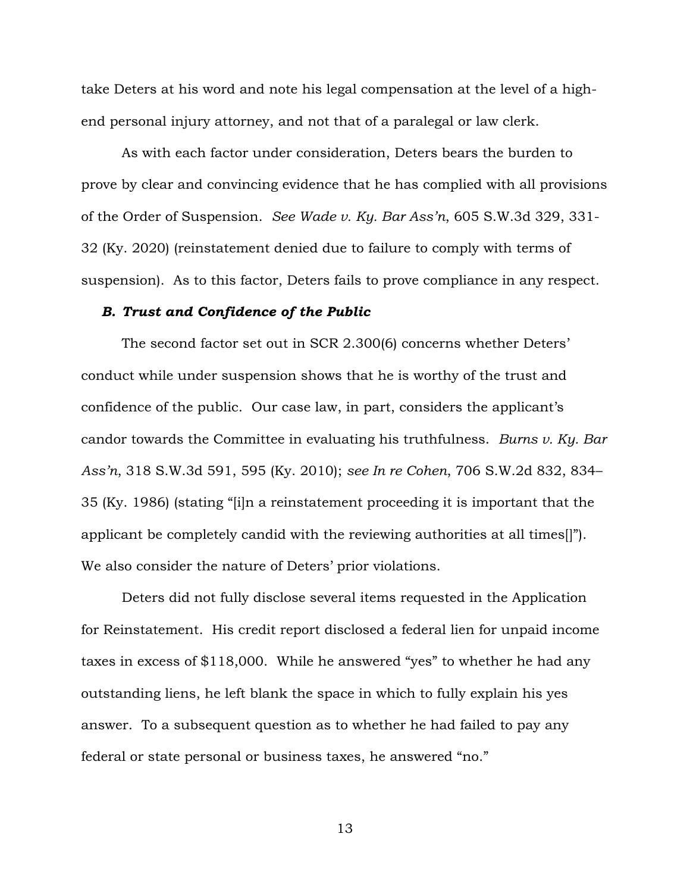take Deters at his word and note his legal compensation at the level of a high-end personal injury attorney, and not that of a paralegal or law clerk.

As with each factor under consideration, Deters bears the burden to prove by clear and convincing evidence that he has complied with all provisions of the Order of Suspension. *See Wade v. Ky. Bar Ass'n*, 605 S.W.3d 329, 331-32 (Ky. 2020) (reinstatement denied due to failure to comply with terms of suspension). As to this factor, Deters fails to prove compliance in any respect.

### *B. Trust and Confidence of the Public*

The second factor set out in SCR 2.300(6) concerns whether Deters' conduct while under suspension shows that he is worthy of the trust and confidence of the public. Our case law, in part, considers the applicant's candor towards the Committee in evaluating his truthfulness. *Burns v. Ky. Bar Ass'n*, 318 S.W.3d 591, 595 (Ky. 2010); *see In re Cohen*, 706 S.W.2d 832, 834–35 (Ky. 1986) (stating "[i]n a reinstatement proceeding it is important that the applicant be completely candid with the reviewing authorities at all times[]"). We also consider the nature of Deters' prior violations.

Deters did not fully disclose several items requested in the Application for Reinstatement. His credit report disclosed a federal lien for unpaid income taxes in excess of $118,000. While he answered "yes" to whether he had any outstanding liens, he left blank the space in which to fully explain his yes answer. To a subsequent question as to whether he had failed to pay any federal or state personal or business taxes, he answered "no."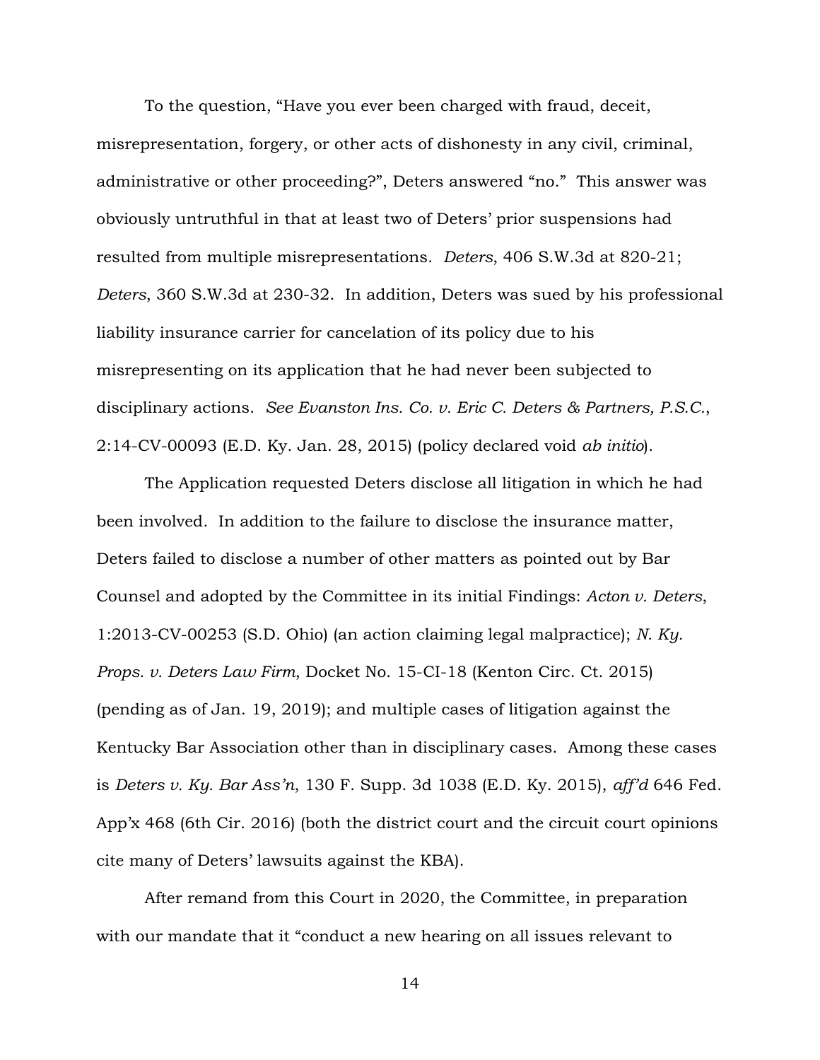To the question, "Have you ever been charged with fraud, deceit, misrepresentation, forgery, or other acts of dishonesty in any civil, criminal, administrative or other proceeding?", Deters answered "no." This answer was obviously untruthful in that at least two of Deters' prior suspensions had resulted from multiple misrepresentations. *Deters*, 406 S.W.3d at 820-21; *Deters*, 360 S.W.3d at 230-32. In addition, Deters was sued by his professional liability insurance carrier for cancelation of its policy due to his misrepresenting on its application that he had never been subjected to disciplinary actions. *See Evanston Ins. Co. v. Eric C. Deters & Partners, P.S.C.*, 2:14-CV-00093 (E.D. Ky. Jan. 28, 2015) (policy declared void *ab initio*).

The Application requested Deters disclose all litigation in which he had been involved. In addition to the failure to disclose the insurance matter, Deters failed to disclose a number of other matters as pointed out by Bar Counsel and adopted by the Committee in its initial Findings: *Acton v. Deters*, 1:2013-CV-00253 (S.D. Ohio) (an action claiming legal malpractice); *N. Ky. Props. v. Deters Law Firm*, Docket No. 15-CI-18 (Kenton Circ. Ct. 2015) (pending as of Jan. 19, 2019); and multiple cases of litigation against the Kentucky Bar Association other than in disciplinary cases. Among these cases is *Deters v. Ky. Bar Ass'n*, 130 F. Supp. 3d 1038 (E.D. Ky. 2015), *aff'd* 646 Fed. App'x 468 (6th Cir. 2016) (both the district court and the circuit court opinions cite many of Deters' lawsuits against the KBA).

After remand from this Court in 2020, the Committee, in preparation with our mandate that it "conduct a new hearing on all issues relevant to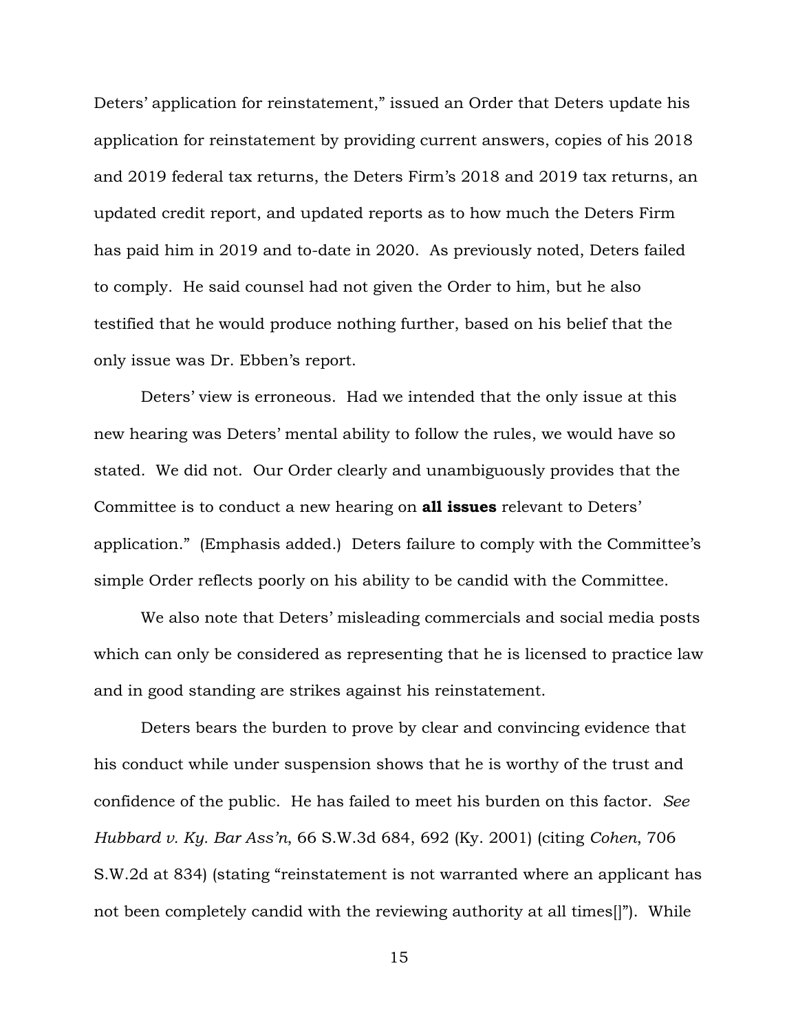Deters' application for reinstatement," issued an Order that Deters update his application for reinstatement by providing current answers, copies of his 2018 and 2019 federal tax returns, the Deters Firm's 2018 and 2019 tax returns, an updated credit report, and updated reports as to how much the Deters Firm has paid him in 2019 and to-date in 2020. As previously noted, Deters failed to comply. He said counsel had not given the Order to him, but he also testified that he would produce nothing further, based on his belief that the only issue was Dr. Ebben's report.

Deters' view is erroneous. Had we intended that the only issue at this new hearing was Deters' mental ability to follow the rules, we would have so stated. We did not. Our Order clearly and unambiguously provides that the Committee is to conduct a new hearing on **all issues** relevant to Deters' application." (Emphasis added.) Deters failure to comply with the Committee's simple Order reflects poorly on his ability to be candid with the Committee.

We also note that Deters' misleading commercials and social media posts which can only be considered as representing that he is licensed to practice law and in good standing are strikes against his reinstatement.

Deters bears the burden to prove by clear and convincing evidence that his conduct while under suspension shows that he is worthy of the trust and confidence of the public. He has failed to meet his burden on this factor. *See Hubbard v. Ky. Bar Ass'n*, 66 S.W.3d 684, 692 (Ky. 2001) (citing *Cohen*, 706 S.W.2d at 834) (stating "reinstatement is not warranted where an applicant has not been completely candid with the reviewing authority at all times[]"). While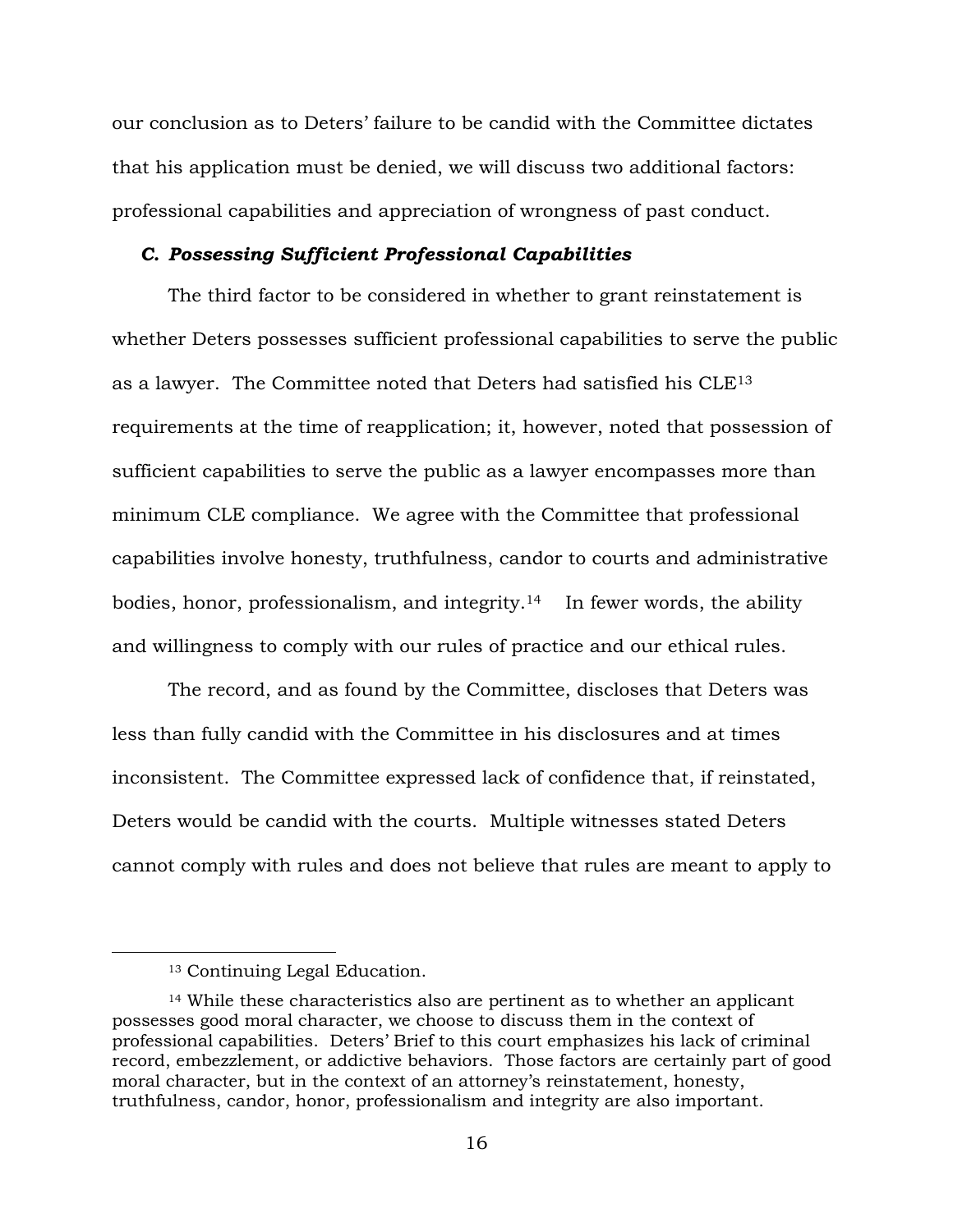our conclusion as to Deters' failure to be candid with the Committee dictates that his application must be denied, we will discuss two additional factors: professional capabilities and appreciation of wrongness of past conduct.

### *C. Possessing Sufficient Professional Capabilities*

The third factor to be considered in whether to grant reinstatement is whether Deters possesses sufficient professional capabilities to serve the public as a lawyer. The Committee noted that Deters had satisfied his CLE[13] requirements at the time of reapplication; it, however, noted that possession of sufficient capabilities to serve the public as a lawyer encompasses more than minimum CLE compliance. We agree with the Committee that professional capabilities involve honesty, truthfulness, candor to courts and administrative bodies, honor, professionalism, and integrity.[14] In fewer words, the ability and willingness to comply with our rules of practice and our ethical rules.

The record, and as found by the Committee, discloses that Deters was less than fully candid with the Committee in his disclosures and at times inconsistent. The Committee expressed lack of confidence that, if reinstated, Deters would be candid with the courts. Multiple witnesses stated Deters cannot comply with rules and does not believe that rules are meant to apply to

---

[13] Continuing Legal Education.

[14] While these characteristics also are pertinent as to whether an applicant possesses good moral character, we choose to discuss them in the context of professional capabilities. Deters' Brief to this court emphasizes his lack of criminal record, embezzlement, or addictive behaviors. Those factors are certainly part of good moral character, but in the context of an attorney's reinstatement, honesty, truthfulness, candor, honor, professionalism and integrity are also important.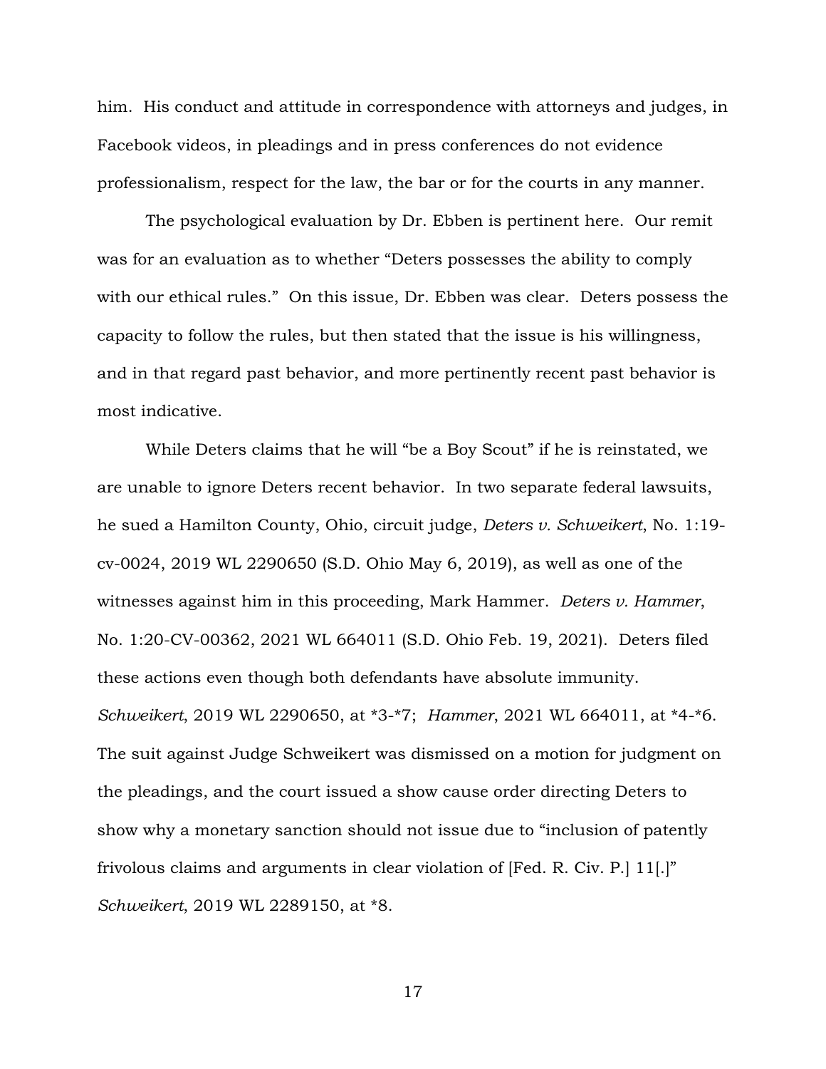him. His conduct and attitude in correspondence with attorneys and judges, in Facebook videos, in pleadings and in press conferences do not evidence professionalism, respect for the law, the bar or for the courts in any manner.

The psychological evaluation by Dr. Ebben is pertinent here. Our remit was for an evaluation as to whether "Deters possesses the ability to comply with our ethical rules." On this issue, Dr. Ebben was clear. Deters possess the capacity to follow the rules, but then stated that the issue is his willingness, and in that regard past behavior, and more pertinently recent past behavior is most indicative.

While Deters claims that he will "be a Boy Scout" if he is reinstated, we are unable to ignore Deters recent behavior. In two separate federal lawsuits, he sued a Hamilton County, Ohio, circuit judge, *Deters v. Schweikert*, No. 1:19-cv-0024, 2019 WL 2290650 (S.D. Ohio May 6, 2019), as well as one of the witnesses against him in this proceeding, Mark Hammer. *Deters v. Hammer*, No. 1:20-CV-00362, 2021 WL 664011 (S.D. Ohio Feb. 19, 2021). Deters filed these actions even though both defendants have absolute immunity. *Schweikert*, 2019 WL 2290650, at *3-*7; *Hammer*, 2021 WL 664011, at *4-*6. The suit against Judge Schweikert was dismissed on a motion for judgment on the pleadings, and the court issued a show cause order directing Deters to show why a monetary sanction should not issue due to "inclusion of patently frivolous claims and arguments in clear violation of [Fed. R. Civ. P.] 11[.]" *Schweikert*, 2019 WL 2289150, at *8.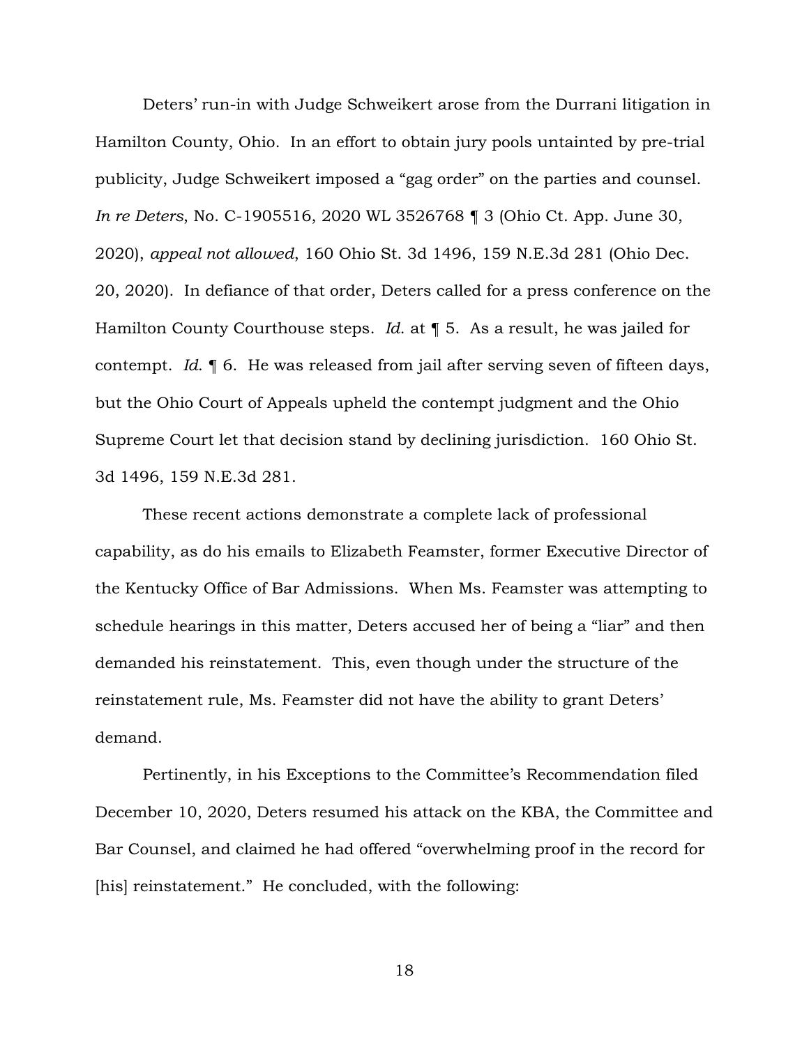Deters' run-in with Judge Schweikert arose from the Durrani litigation in Hamilton County, Ohio. In an effort to obtain jury pools untainted by pre-trial publicity, Judge Schweikert imposed a "gag order" on the parties and counsel. *In re Deters*, No. C-1905516, 2020 WL 3526768 ¶ 3 (Ohio Ct. App. June 30, 2020), *appeal not allowed*, 160 Ohio St. 3d 1496, 159 N.E.3d 281 (Ohio Dec. 20, 2020). In defiance of that order, Deters called for a press conference on the Hamilton County Courthouse steps. *Id.* at ¶ 5. As a result, he was jailed for contempt. *Id.* ¶ 6. He was released from jail after serving seven of fifteen days, but the Ohio Court of Appeals upheld the contempt judgment and the Ohio Supreme Court let that decision stand by declining jurisdiction. 160 Ohio St. 3d 1496, 159 N.E.3d 281.

These recent actions demonstrate a complete lack of professional capability, as do his emails to Elizabeth Feamster, former Executive Director of the Kentucky Office of Bar Admissions. When Ms. Feamster was attempting to schedule hearings in this matter, Deters accused her of being a "liar" and then demanded his reinstatement. This, even though under the structure of the reinstatement rule, Ms. Feamster did not have the ability to grant Deters' demand.

Pertinently, in his Exceptions to the Committee's Recommendation filed December 10, 2020, Deters resumed his attack on the KBA, the Committee and Bar Counsel, and claimed he had offered "overwhelming proof in the record for [his] reinstatement." He concluded, with the following: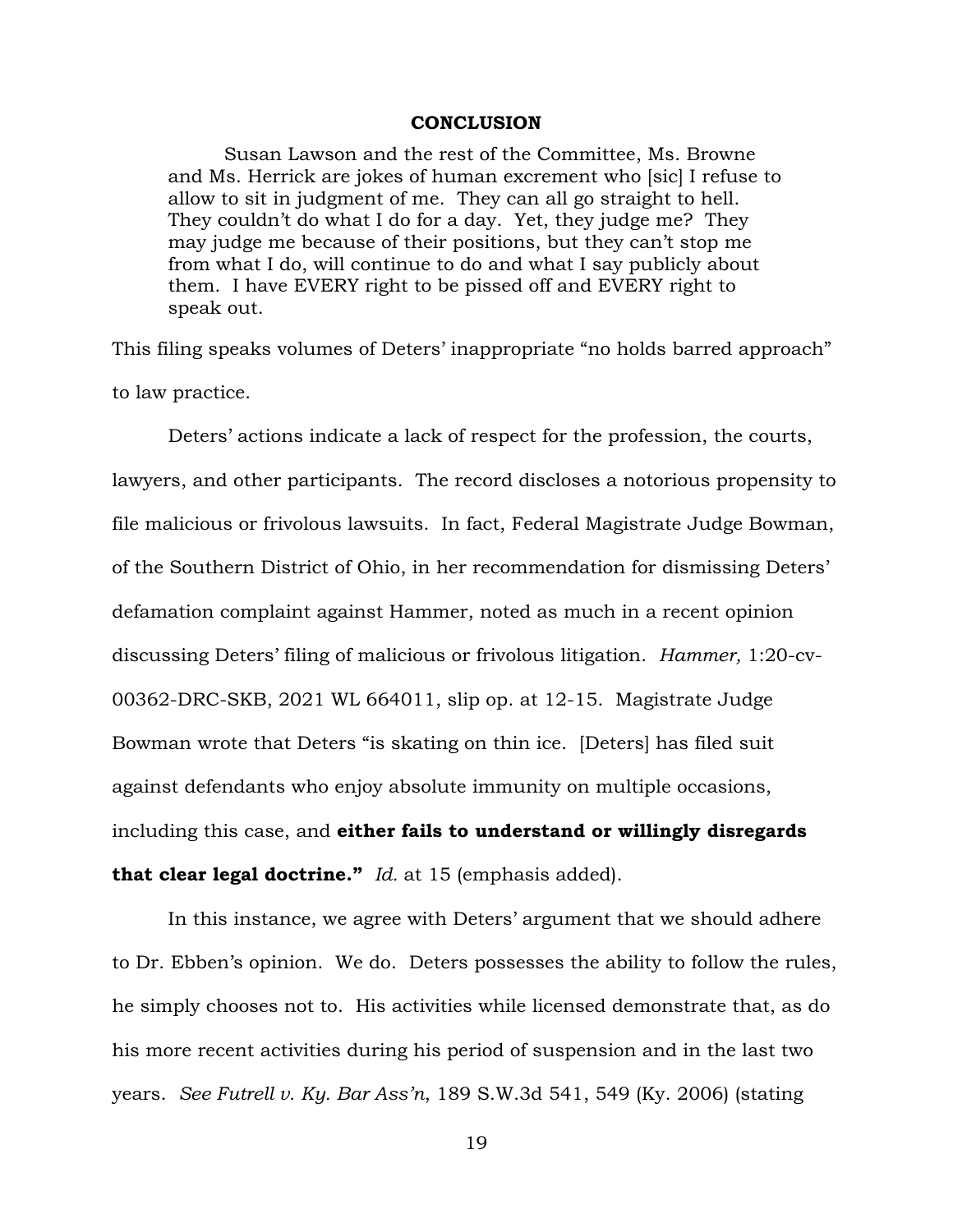**CONCLUSION**

> Susan Lawson and the rest of the Committee, Ms. Browne and Ms. Herrick are jokes of human excrement who [sic] I refuse to allow to sit in judgment of me. They can all go straight to hell. They couldn't do what I do for a day. Yet, they judge me? They may judge me because of their positions, but they can't stop me from what I do, will continue to do and what I say publicly about them. I have EVERY right to be pissed off and EVERY right to speak out.

This filing speaks volumes of Deters' inappropriate "no holds barred approach" to law practice.

Deters' actions indicate a lack of respect for the profession, the courts, lawyers, and other participants. The record discloses a notorious propensity to file malicious or frivolous lawsuits. In fact, Federal Magistrate Judge Bowman, of the Southern District of Ohio, in her recommendation for dismissing Deters' defamation complaint against Hammer, noted as much in a recent opinion discussing Deters' filing of malicious or frivolous litigation. *Hammer,* 1:20-cv-00362-DRC-SKB, 2021 WL 664011, slip op. at 12-15. Magistrate Judge Bowman wrote that Deters "is skating on thin ice. [Deters] has filed suit against defendants who enjoy absolute immunity on multiple occasions, including this case, and **either fails to understand or willingly disregards that clear legal doctrine."** *Id.* at 15 (emphasis added).

In this instance, we agree with Deters' argument that we should adhere to Dr. Ebben's opinion. We do. Deters possesses the ability to follow the rules, he simply chooses not to. His activities while licensed demonstrate that, as do his more recent activities during his period of suspension and in the last two years. *See Futrell v. Ky. Bar Ass'n*, 189 S.W.3d 541, 549 (Ky. 2006) (stating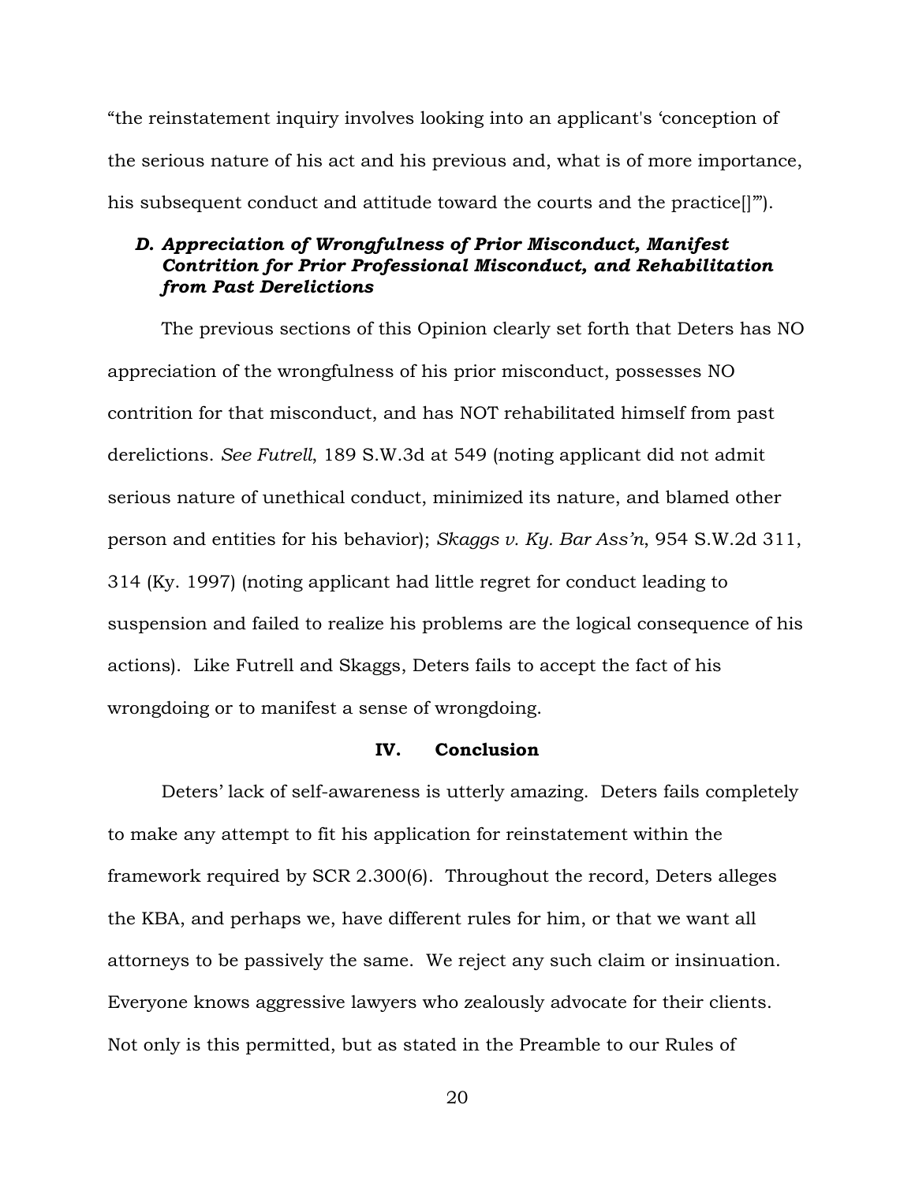"the reinstatement inquiry involves looking into an applicant's 'conception of the serious nature of his act and his previous and, what is of more importance, his subsequent conduct and attitude toward the courts and the practice[]'").

### *D. Appreciation of Wrongfulness of Prior Misconduct, Manifest Contrition for Prior Professional Misconduct, and Rehabilitation from Past Derelictions*

The previous sections of this Opinion clearly set forth that Deters has NO appreciation of the wrongfulness of his prior misconduct, possesses NO contrition for that misconduct, and has NOT rehabilitated himself from past derelictions. *See Futrell*, 189 S.W.3d at 549 (noting applicant did not admit serious nature of unethical conduct, minimized its nature, and blamed other person and entities for his behavior); *Skaggs v. Ky. Bar Ass'n*, 954 S.W.2d 311, 314 (Ky. 1997) (noting applicant had little regret for conduct leading to suspension and failed to realize his problems are the logical consequence of his actions). Like Futrell and Skaggs, Deters fails to accept the fact of his wrongdoing or to manifest a sense of wrongdoing.

## IV. Conclusion

Deters' lack of self-awareness is utterly amazing. Deters fails completely to make any attempt to fit his application for reinstatement within the framework required by SCR 2.300(6). Throughout the record, Deters alleges the KBA, and perhaps we, have different rules for him, or that we want all attorneys to be passively the same. We reject any such claim or insinuation. Everyone knows aggressive lawyers who zealously advocate for their clients. Not only is this permitted, but as stated in the Preamble to our Rules of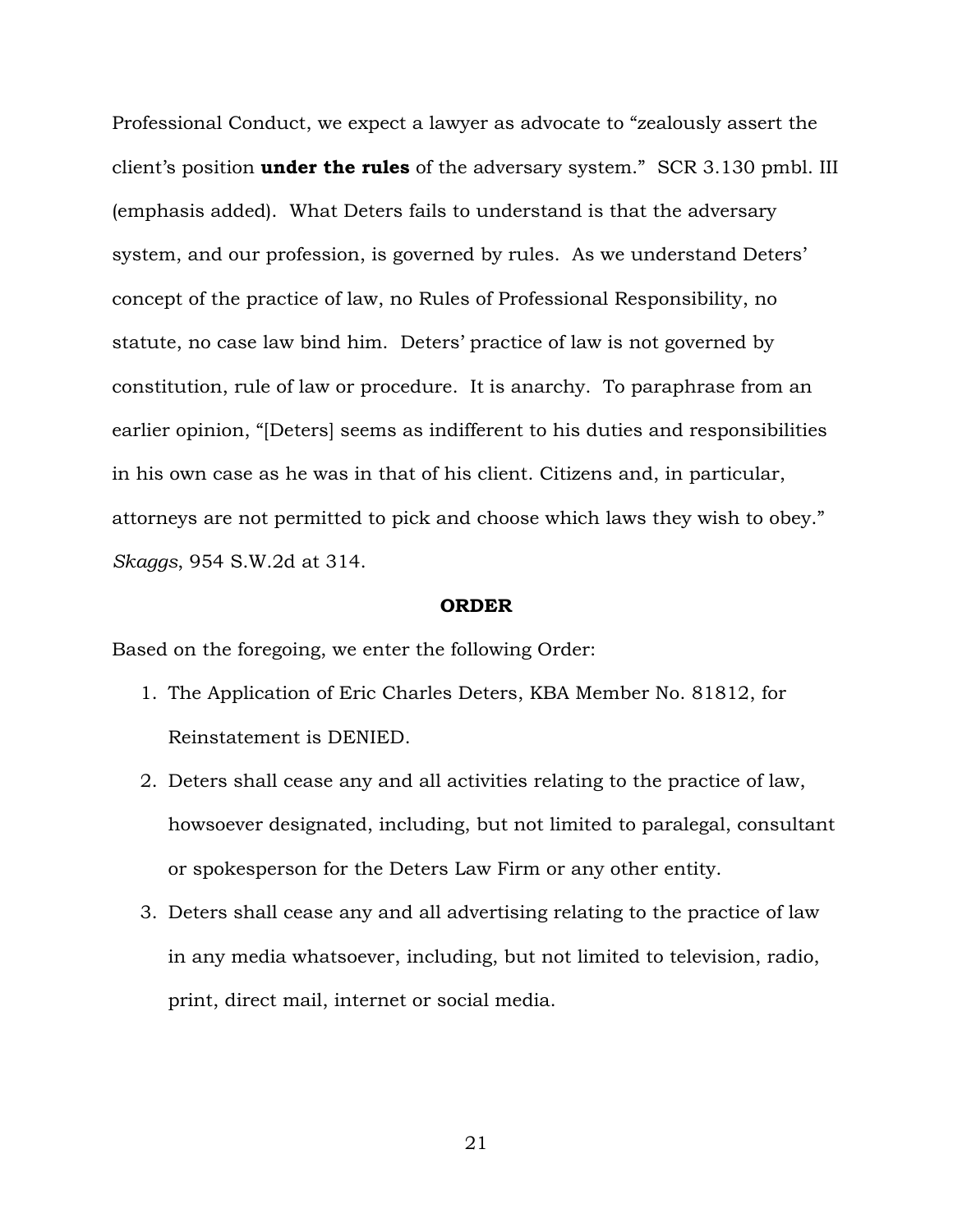Professional Conduct, we expect a lawyer as advocate to "zealously assert the client's position **under the rules** of the adversary system." SCR 3.130 pmbl. III (emphasis added). What Deters fails to understand is that the adversary system, and our profession, is governed by rules. As we understand Deters' concept of the practice of law, no Rules of Professional Responsibility, no statute, no case law bind him. Deters' practice of law is not governed by constitution, rule of law or procedure. It is anarchy. To paraphrase from an earlier opinion, "[Deters] seems as indifferent to his duties and responsibilities in his own case as he was in that of his client. Citizens and, in particular, attorneys are not permitted to pick and choose which laws they wish to obey." *Skaggs*, 954 S.W.2d at 314.

**ORDER**

Based on the foregoing, we enter the following Order:

1. The Application of Eric Charles Deters, KBA Member No. 81812, for Reinstatement is DENIED.
2. Deters shall cease any and all activities relating to the practice of law, howsoever designated, including, but not limited to paralegal, consultant or spokesperson for the Deters Law Firm or any other entity.
3. Deters shall cease any and all advertising relating to the practice of law in any media whatsoever, including, but not limited to television, radio, print, direct mail, internet or social media.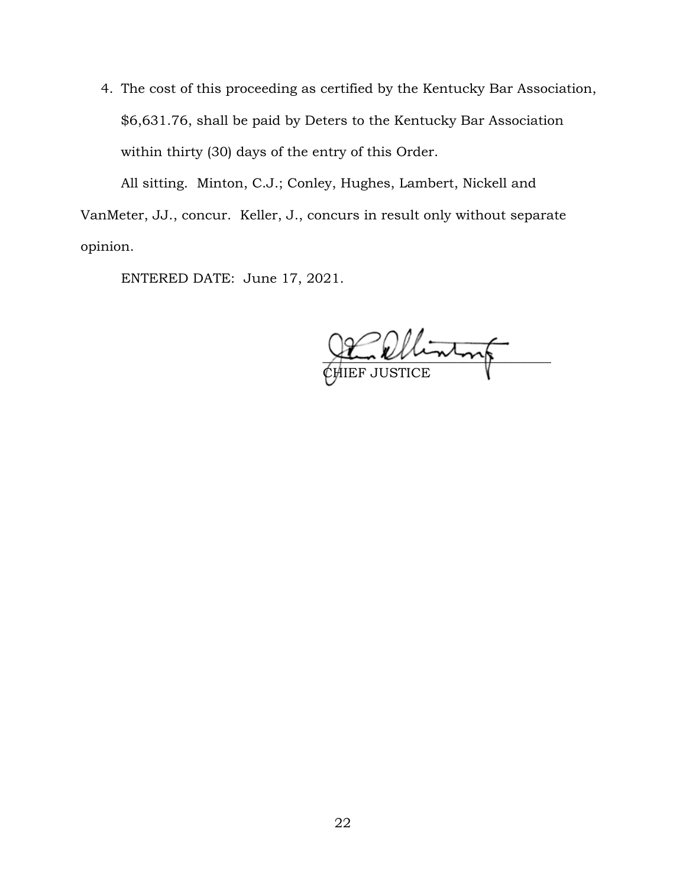4. The cost of this proceeding as certified by the Kentucky Bar Association, $6,631.76, shall be paid by Deters to the Kentucky Bar Association within thirty (30) days of the entry of this Order.

All sitting. Minton, C.J.; Conley, Hughes, Lambert, Nickell and VanMeter, JJ., concur. Keller, J., concurs in result only without separate opinion.

ENTERED DATE: June 17, 2021.

CHIEF JUSTICE